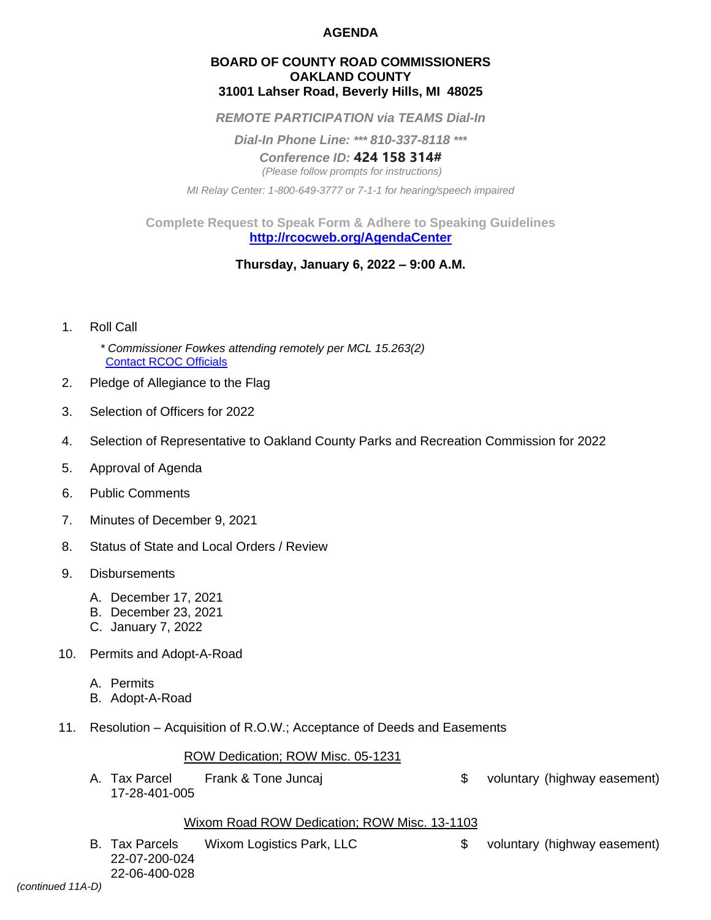# AGENDA

## BOARD OF COUNTY ROAD COMMISSIONERS
## OAKLAND COUNTY
## 31001 Lahser Road, Beverly Hills, MI 48025

***REMOTE PARTICIPATION via TEAMS Dial-In***

***Dial-In Phone Line: *** 810-337-8118 *****

***Conference ID:* 424 158 314#**

*(Please follow prompts for instructions)*

*MI Relay Center: 1-800-649-3777 or 7-1-1 for hearing/speech impaired*

**Complete Request to Speak Form & Adhere to Speaking Guidelines**
**[http://rcocweb.org/AgendaCenter](http://rcocweb.org/AgendaCenter)**

**Thursday, January 6, 2022 – 9:00 A.M.**

1. Roll Call

   *\* Commissioner Fowkes attending remotely per MCL 15.263(2)*
   [Contact RCOC Officials]()

2. Pledge of Allegiance to the Flag

3. Selection of Officers for 2022

4. Selection of Representative to Oakland County Parks and Recreation Commission for 2022

5. Approval of Agenda

6. Public Comments

7. Minutes of December 9, 2021

8. Status of State and Local Orders / Review

9. Disbursements

   A. December 17, 2021
   B. December 23, 2021
   C. January 7, 2022

10. Permits and Adopt-A-Road

    A. Permits
    B. Adopt-A-Road

11. Resolution – Acquisition of R.O.W.; Acceptance of Deeds and Easements

    <u>ROW Dedication; ROW Misc. 05-1231</u>

    A. Tax Parcel 17-28-401-005 — Frank & Tone Juncaj — $ voluntary (highway easement)

    <u>Wixom Road ROW Dedication; ROW Misc. 13-1103</u>

    B. Tax Parcels 22-07-200-024, 22-06-400-028 — Wixom Logistics Park, LLC — $ voluntary (highway easement)

*(continued 11A-D)*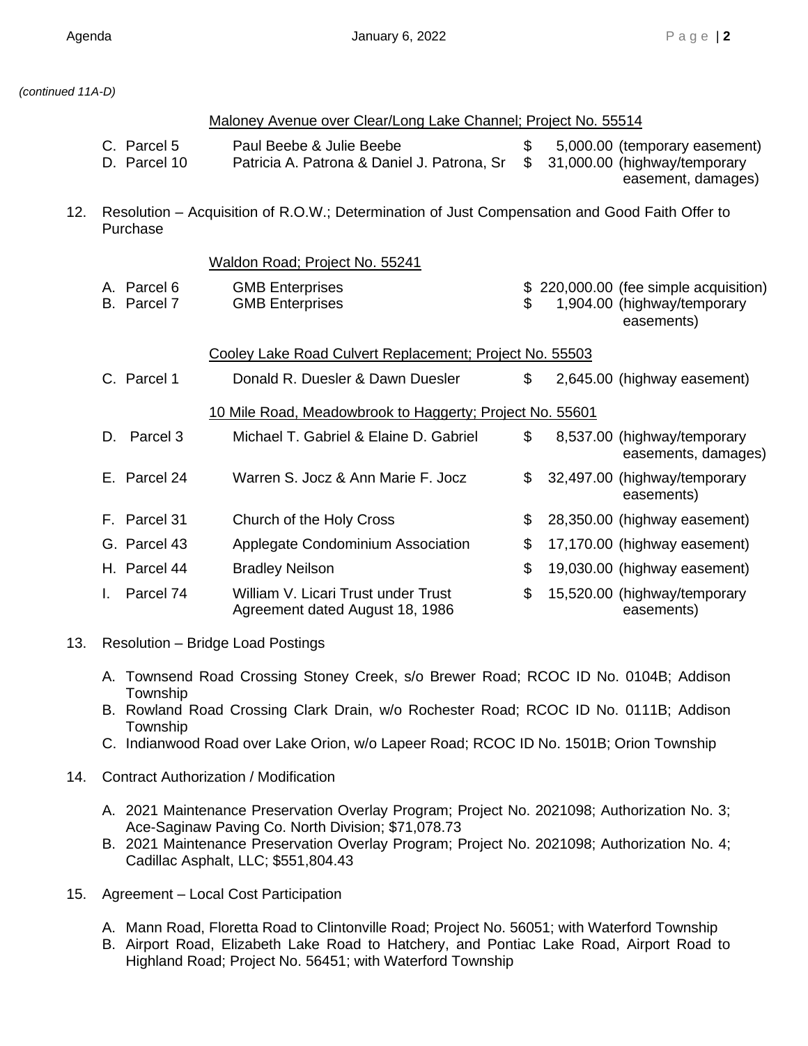*(continued 11A-D)*

Maloney Avenue over Clear/Long Lake Channel; Project No. 55514

| | | | |
|---|---|---|---|
| C. Parcel 5 | Paul Beebe & Julie Beebe | $ 5,000.00 | (temporary easement) |
| D. Parcel 10 | Patricia A. Patrona & Daniel J. Patrona, Sr | $ 31,000.00 | (highway/temporary easement, damages) |

12. Resolution – Acquisition of R.O.W.; Determination of Just Compensation and Good Faith Offer to Purchase

Waldon Road; Project No. 55241

| | | | |
|---|---|---|---|
| A. Parcel 6 | GMB Enterprises | $ 220,000.00 | (fee simple acquisition) |
| B. Parcel 7 | GMB Enterprises | $ 1,904.00 | (highway/temporary easements) |

Cooley Lake Road Culvert Replacement; Project No. 55503

| | | | |
|---|---|---|---|
| C. Parcel 1 | Donald R. Duesler & Dawn Duesler | $ 2,645.00 | (highway easement) |

10 Mile Road, Meadowbrook to Haggerty; Project No. 55601

| | | | |
|---|---|---|---|
| D. Parcel 3 | Michael T. Gabriel & Elaine D. Gabriel | $ 8,537.00 | (highway/temporary easements, damages) |
| E. Parcel 24 | Warren S. Jocz & Ann Marie F. Jocz | $ 32,497.00 | (highway/temporary easements) |
| F. Parcel 31 | Church of the Holy Cross | $ 28,350.00 | (highway easement) |
| G. Parcel 43 | Applegate Condominium Association | $ 17,170.00 | (highway easement) |
| H. Parcel 44 | Bradley Neilson | $ 19,030.00 | (highway easement) |
| I. Parcel 74 | William V. Licari Trust under Trust Agreement dated August 18, 1986 | $ 15,520.00 | (highway/temporary easements) |

13. Resolution – Bridge Load Postings

   A. Townsend Road Crossing Stoney Creek, s/o Brewer Road; RCOC ID No. 0104B; Addison Township
   B. Rowland Road Crossing Clark Drain, w/o Rochester Road; RCOC ID No. 0111B; Addison Township
   C. Indianwood Road over Lake Orion, w/o Lapeer Road; RCOC ID No. 1501B; Orion Township

14. Contract Authorization / Modification

   A. 2021 Maintenance Preservation Overlay Program; Project No. 2021098; Authorization No. 3; Ace-Saginaw Paving Co. North Division; $71,078.73
   B. 2021 Maintenance Preservation Overlay Program; Project No. 2021098; Authorization No. 4; Cadillac Asphalt, LLC; $551,804.43

15. Agreement – Local Cost Participation

   A. Mann Road, Floretta Road to Clintonville Road; Project No. 56051; with Waterford Township
   B. Airport Road, Elizabeth Lake Road to Hatchery, and Pontiac Lake Road, Airport Road to Highland Road; Project No. 56451; with Waterford Township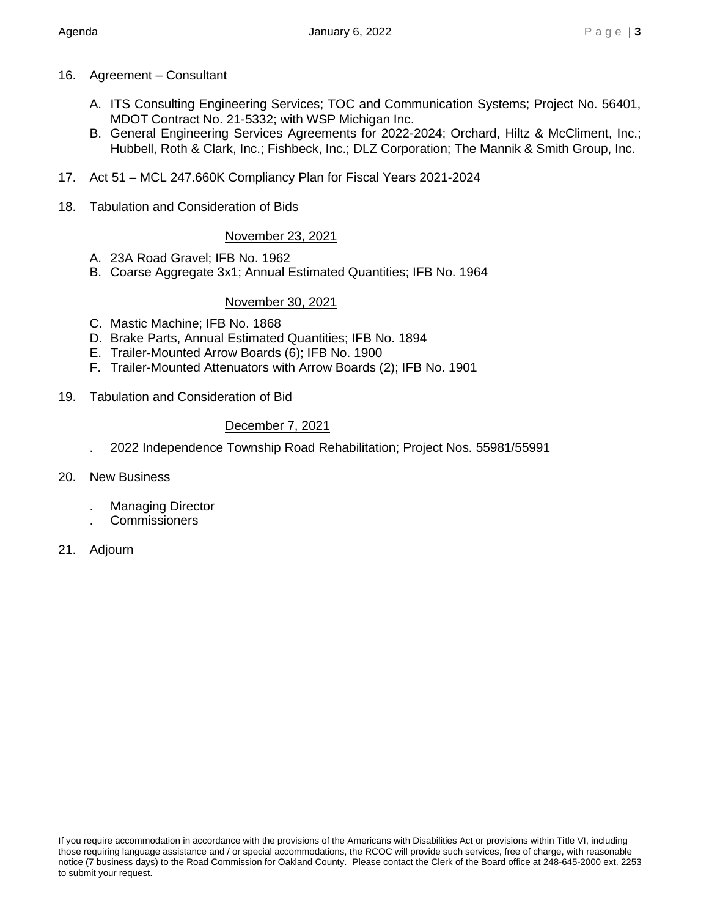16. Agreement – Consultant

    A. ITS Consulting Engineering Services; TOC and Communication Systems; Project No. 56401, MDOT Contract No. 21-5332; with WSP Michigan Inc.
    B. General Engineering Services Agreements for 2022-2024; Orchard, Hiltz & McCliment, Inc.; Hubbell, Roth & Clark, Inc.; Fishbeck, Inc.; DLZ Corporation; The Mannik & Smith Group, Inc.

17. Act 51 – MCL 247.660K Compliancy Plan for Fiscal Years 2021-2024

18. Tabulation and Consideration of Bids

    November 23, 2021

    A. 23A Road Gravel; IFB No. 1962
    B. Coarse Aggregate 3x1; Annual Estimated Quantities; IFB No. 1964

    November 30, 2021

    C. Mastic Machine; IFB No. 1868
    D. Brake Parts, Annual Estimated Quantities; IFB No. 1894
    E. Trailer-Mounted Arrow Boards (6); IFB No. 1900
    F. Trailer-Mounted Attenuators with Arrow Boards (2); IFB No. 1901

19. Tabulation and Consideration of Bid

    December 7, 2021

    . 2022 Independence Township Road Rehabilitation; Project Nos. 55981/55991

20. New Business

    . Managing Director
    . Commissioners

21. Adjourn

If you require accommodation in accordance with the provisions of the Americans with Disabilities Act or provisions within Title VI, including those requiring language assistance and / or special accommodations, the RCOC will provide such services, free of charge, with reasonable notice (7 business days) to the Road Commission for Oakland County. Please contact the Clerk of the Board office at 248-645-2000 ext. 2253 to submit your request.